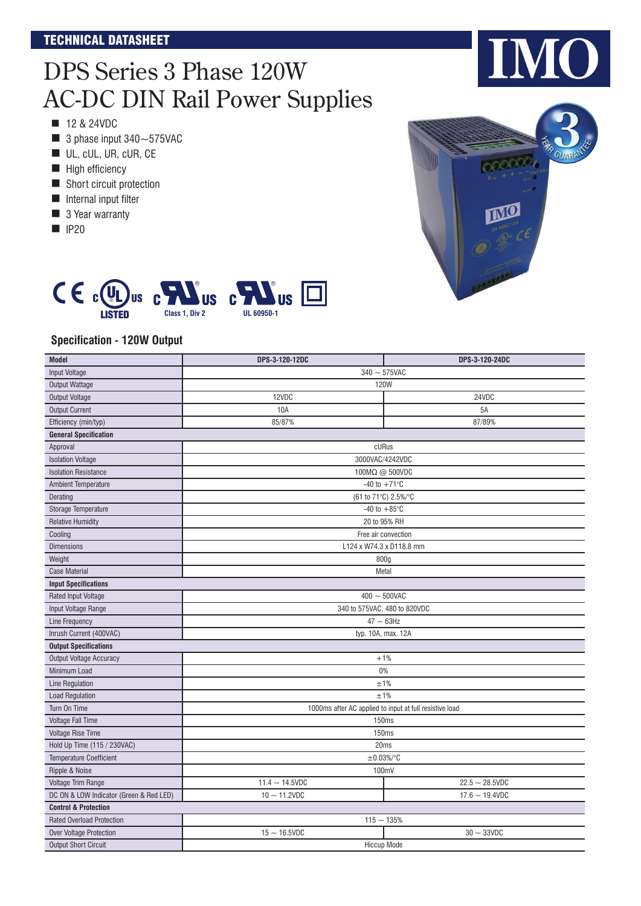TECHNICAL DATASHEET

# DPS Series 3 Phase 120W AC-DC DIN Rail Power Supplies

- 12 & 24VDC
- 3 phase input 340~575VAC
- UL, cUL, UR, cUR, CE
- High efficiency
- Short circuit protection
- Internal input filter
- 3 Year warranty
- IP20

LISTED Class 1, Div 2 UL 60950-1

## Specification - 120W Output

| Model | DPS-3-120-12DC | DPS-3-120-24DC |
|---|---|---|
| Input Voltage | 340 ~ 575VAC | |
| Output Wattage | 120W | |
| Output Voltage | 12VDC | 24VDC |
| Output Current | 10A | 5A |
| Efficiency (min/typ) | 85/87% | 87/89% |
| **General Specification** | | |
| Approval | cURus | |
| Isolation Voltage | 3000VAC/4242VDC | |
| Isolation Resistance | 100MΩ @ 500VDC | |
| Ambient Temperature | -40 to +71°C | |
| Derating | (61 to 71°C) 2.5%/°C | |
| Storage Temperature | -40 to +85°C | |
| Relative Humidity | 20 to 95% RH | |
| Cooling | Free air convection | |
| Dimensions | L124 x W74.3 x D118.8 mm | |
| Weight | 800g | |
| Case Material | Metal | |
| **Input Specifications** | | |
| Rated Input Voltage | 400 ~ 500VAC | |
| Input Voltage Range | 340 to 575VAC, 480 to 820VDC | |
| Line Frequency | 47 ~ 63Hz | |
| Inrush Current (400VAC) | typ. 10A, max. 12A | |
| **Output Specifications** | | |
| Output Voltage Accuracy | +1% | |
| Minimum Load | 0% | |
| Line Regulation | ±1% | |
| Load Regulation | ±1% | |
| Turn On Time | 1000ms after AC applied to input at full resistive load | |
| Voltage Fall Time | 150ms | |
| Voltage Rise Time | 150ms | |
| Hold Up Time (115 / 230VAC) | 20ms | |
| Temperature Coefficient | ±0.03%/°C | |
| Ripple & Noise | 100mV | |
| Voltage Trim Range | 11.4 ~ 14.5VDC | 22.5 ~ 28.5VDC |
| DC ON & LOW Indicator (Green & Red LED) | 10 ~ 11.2VDC | 17.6 ~ 19.4VDC |
| **Control & Protection** | | |
| Rated Overload Protection | 115 ~ 135% | |
| Over Voltage Protection | 15 ~ 16.5VDC | 30 ~ 33VDC |
| Output Short Circuit | Hiccup Mode | |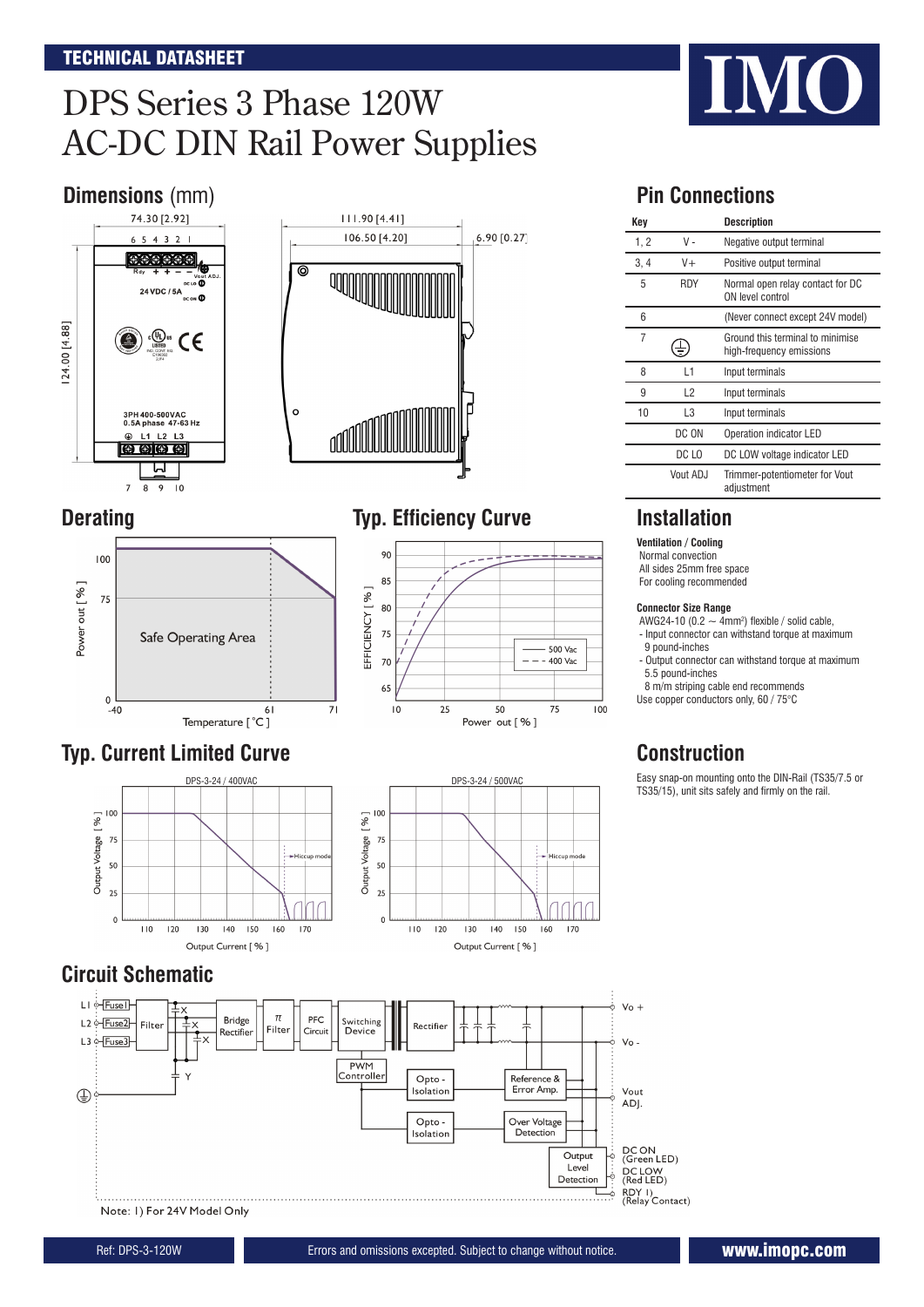# DPS Series 3 Phase 120W AC-DC DIN Rail Power Supplies

## Dimensions (mm)

74.30 [2.92]
6 5 4 3 2 1
124.00 [4.88]
Rdy + + − − Vout ADJ.
DC LO
24 VDC / 5A
DC ON
3PH 400-500VAC
0.5A phase 47-63 Hz
L1 L2 L3
7 8 9 10

111.90 [4.41]
106.50 [4.20]
6.90 [0.27]

## Pin Connections

| Key | | Description |
|---|---|---|
| 1, 2 | V - | Negative output terminal |
| 3, 4 | V+ | Positive output terminal |
| 5 | RDY | Normal open relay contact for DC ON level control |
| 6 | | (Never connect except 24V model) |
| 7 | ⏚ | Ground this terminal to minimise high-frequency emissions |
| 8 | L1 | Input terminals |
| 9 | L2 | Input terminals |
| 10 | L3 | Input terminals |
| | DC ON | Operation indicator LED |
| | DC LO | DC LOW voltage indicator LED |
| | Vout ADJ | Trimmer-potentiometer for Vout adjustment |

## Derating

Power out [ % ]
100
75
0
Safe Operating Area
-40
61
71
Temperature [ °C ]

## Typ. Efficiency Curve

EFFICIENCY [ % ]
90
85
80
75
70
65
10 25 50 75 100
Power out [ % ]
500 Vac
400 Vac

## Installation

**Ventilation / Cooling**
Normal convection
All sides 25mm free space
For cooling recommended

**Connector Size Range**
AWG24-10 (0.2 ~ 4mm²) flexible / solid cable,
- Input connector can withstand torque at maximum 9 pound-inches
- Output connector can withstand torque at maximum 5.5 pound-inches
8 m/m striping cable end recommends
Use copper conductors only, 60 / 75°C

## Typ. Current Limited Curve

DPS-3-24 / 400VAC
Output Voltage [ % ]
100
75
50
25
0
110 120 130 140 150 160 170
Output Current [ % ]
Hiccup mode

DPS-3-24 / 500VAC
Output Voltage [ % ]
100
75
50
25
0
110 120 130 140 150 160 170
Output Current [ % ]
Hiccup mode

## Construction

Easy snap-on mounting onto the DIN-Rail (TS35/7.5 or TS35/15), unit sits safely and firmly on the rail.

## Circuit Schematic

L1 Fuse1
L2 Fuse2
L3 Fuse3
Filter
X
Y
Bridge Rectifier
π Filter
PFC Circuit
Switching Device
Rectifier
PWM Controller
Opto - Isolation
Opto - Isolation
Reference & Error Amp.
Over Voltage Detection
Output Level Detection
Vo +
Vo -
Vout ADJ.
DC ON (Green LED)
DC LOW (Red LED)
RDY 1) (Relay Contact)

Note: 1) For 24V Model Only

Ref: DPS-3-120W | Errors and omissions excepted. Subject to change without notice. | www.imopc.com